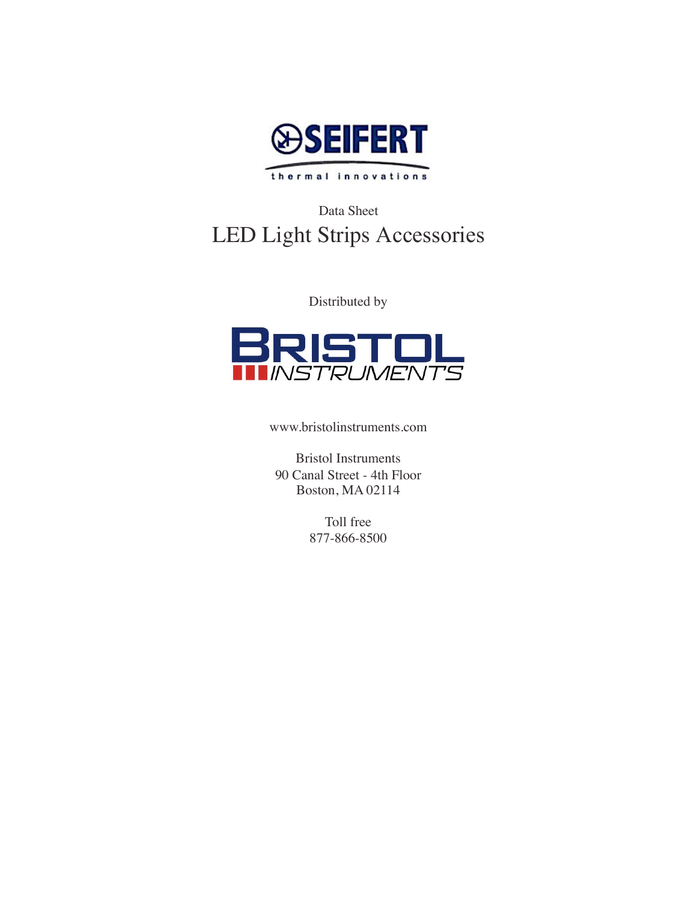SEIFERT

thermal innovations

Data Sheet

# LED Light Strips Accessories

Distributed by

BRISTOL INSTRUMENTS

www.bristolinstruments.com

Bristol Instruments
90 Canal Street - 4th Floor
Boston, MA 02114

Toll free
877-866-8500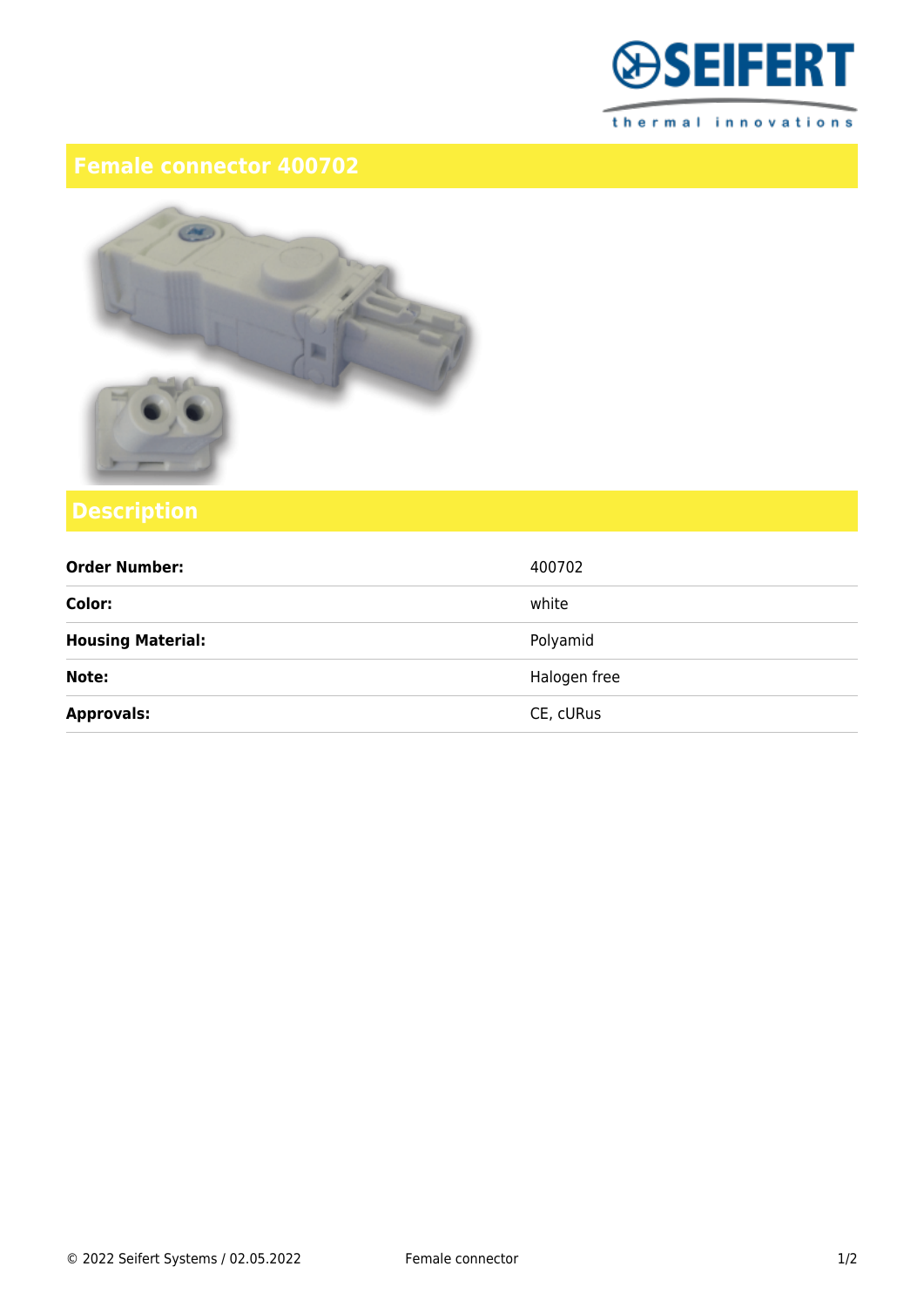# Female connector 400702

## Description

| | |
|---|---|
| **Order Number:** | 400702 |
| **Color:** | white |
| **Housing Material:** | Polyamid |
| **Note:** | Halogen free |
| **Approvals:** | CE, cURus |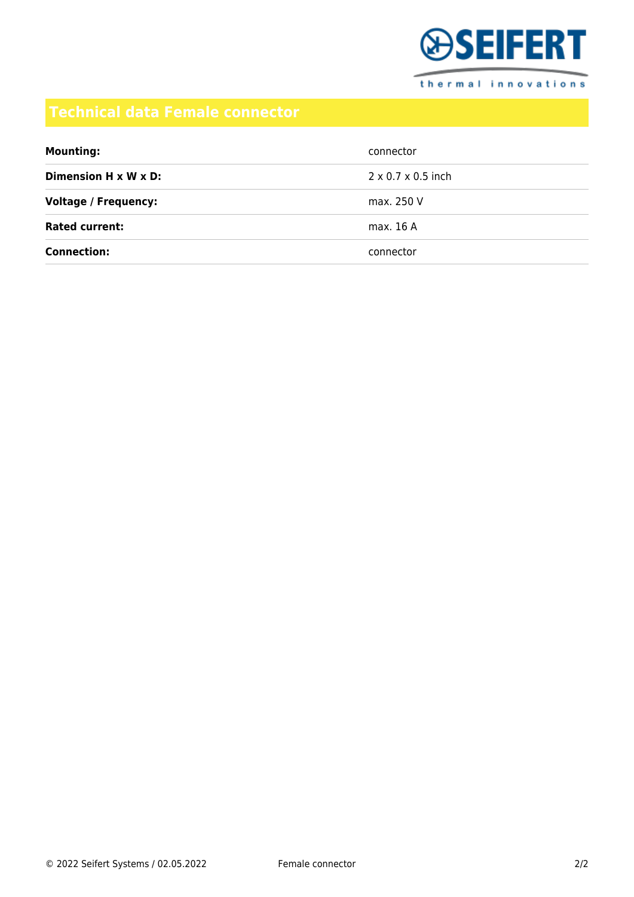# Technical data Female connector

| | |
|---|---|
| **Mounting:** | connector |
| **Dimension H x W x D:** | 2 x 0.7 x 0.5 inch |
| **Voltage / Frequency:** | max. 250 V |
| **Rated current:** | max. 16 A |
| **Connection:** | connector |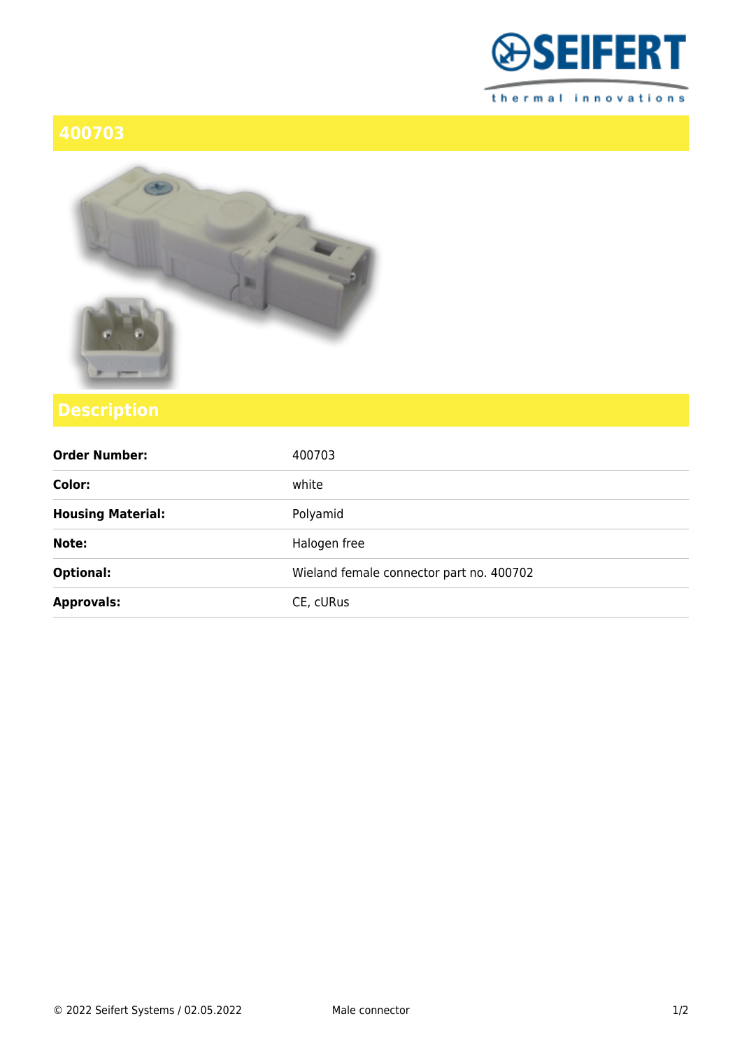# 400703

## Description

| Order Number: | 400703 |
|---|---|
| Color: | white |
| Housing Material: | Polyamid |
| Note: | Halogen free |
| Optional: | Wieland female connector part no. 400702 |
| Approvals: | CE, cURus |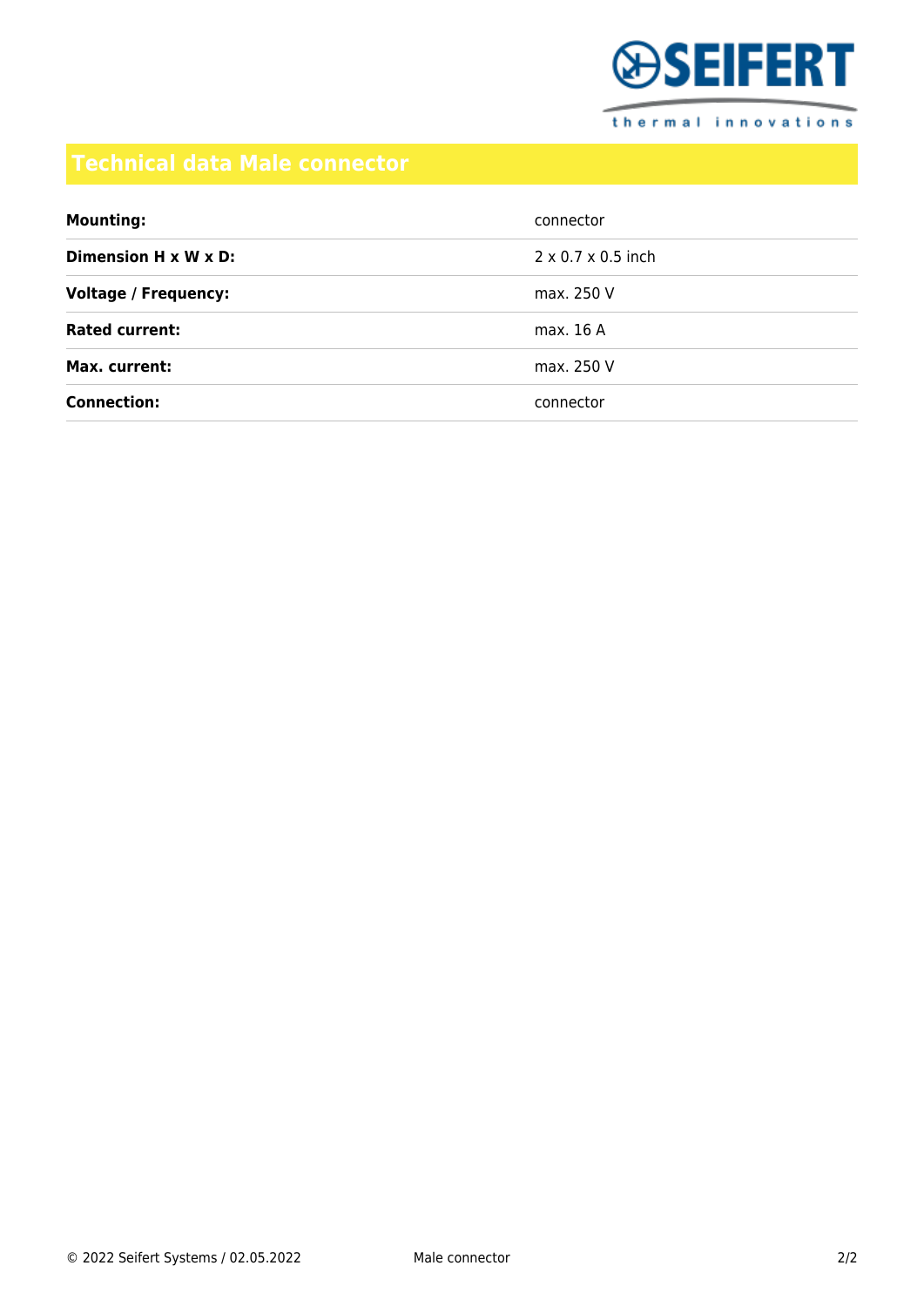## Technical data Male connector

| | |
|---|---|
| **Mounting:** | connector |
| **Dimension H x W x D:** | 2 x 0.7 x 0.5 inch |
| **Voltage / Frequency:** | max. 250 V |
| **Rated current:** | max. 16 A |
| **Max. current:** | max. 250 V |
| **Connection:** | connector |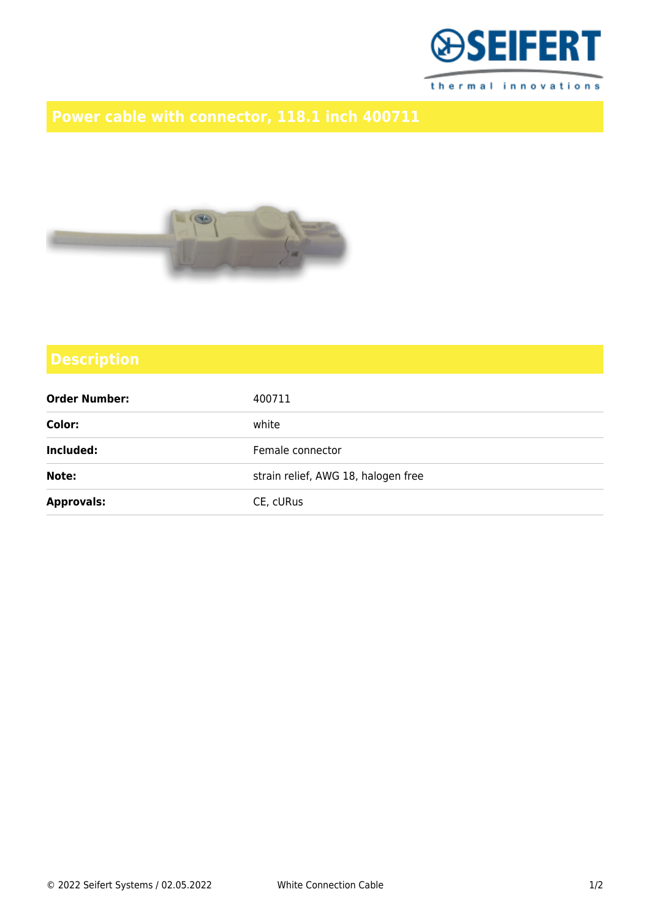# Power cable with connector, 118.1 inch 400711

## Description

| | |
|---|---|
| **Order Number:** | 400711 |
| **Color:** | white |
| **Included:** | Female connector |
| **Note:** | strain relief, AWG 18, halogen free |
| **Approvals:** | CE, cURus |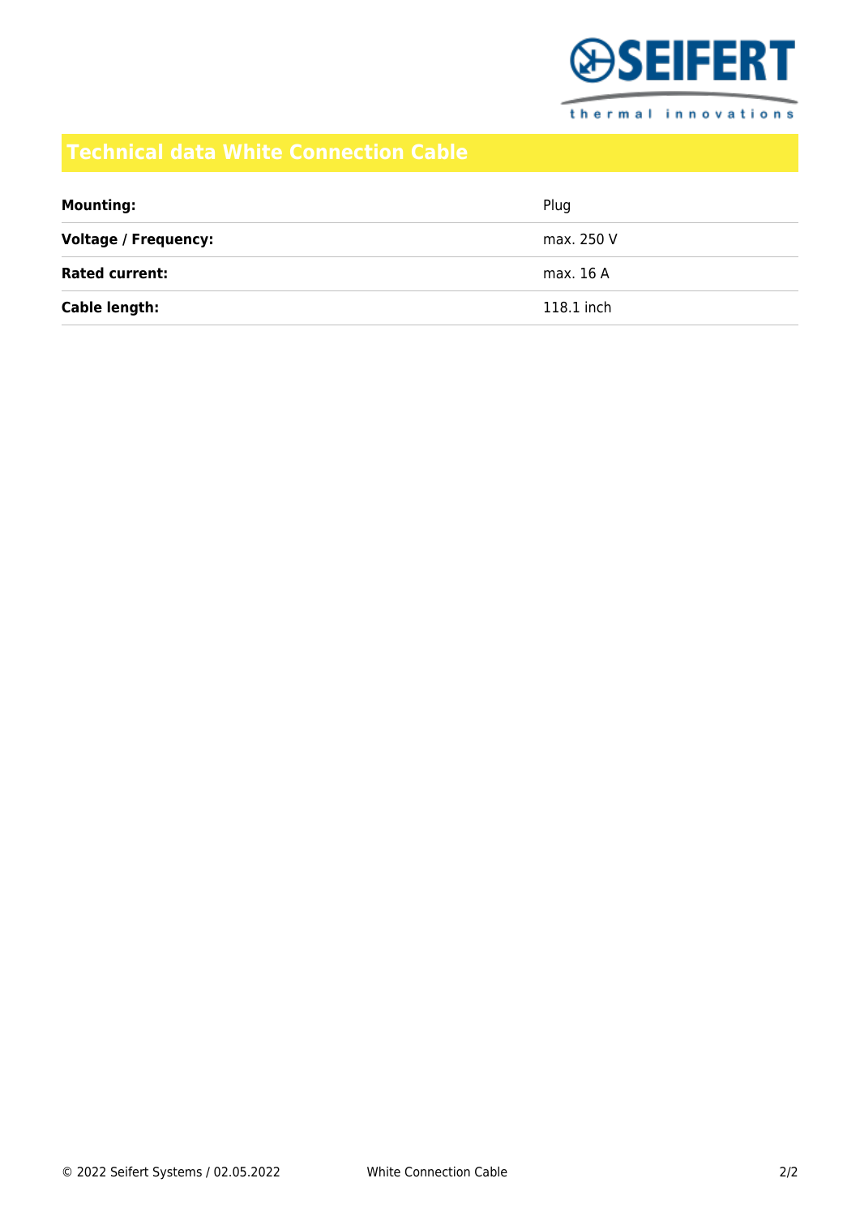## Technical data White Connection Cable

| | |
|---|---|
| **Mounting:** | Plug |
| **Voltage / Frequency:** | max. 250 V |
| **Rated current:** | max. 16 A |
| **Cable length:** | 118.1 inch |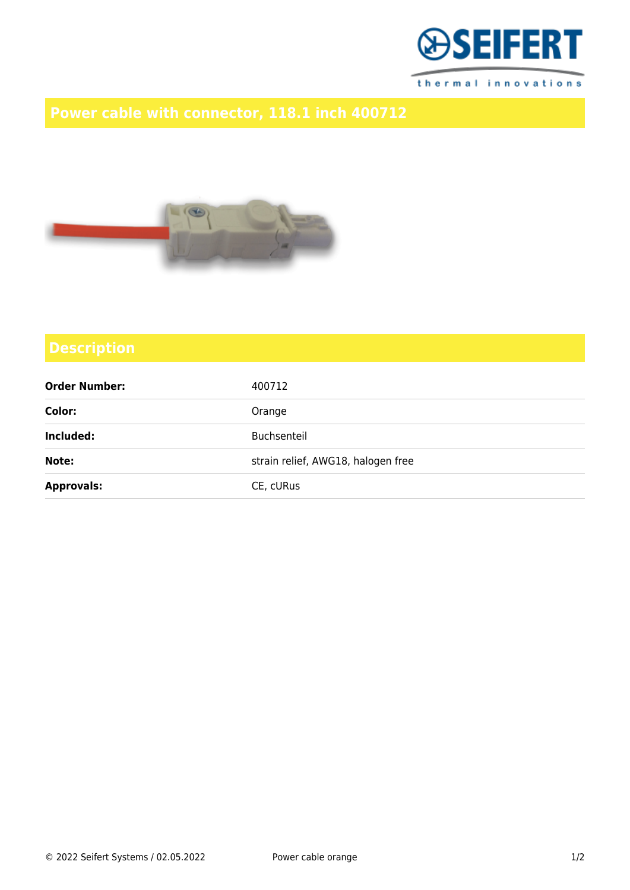# Power cable with connector, 118.1 inch 400712

## Description

| | |
|---|---|
| **Order Number:** | 400712 |
| **Color:** | Orange |
| **Included:** | Buchsenteil |
| **Note:** | strain relief, AWG18, halogen free |
| **Approvals:** | CE, cURus |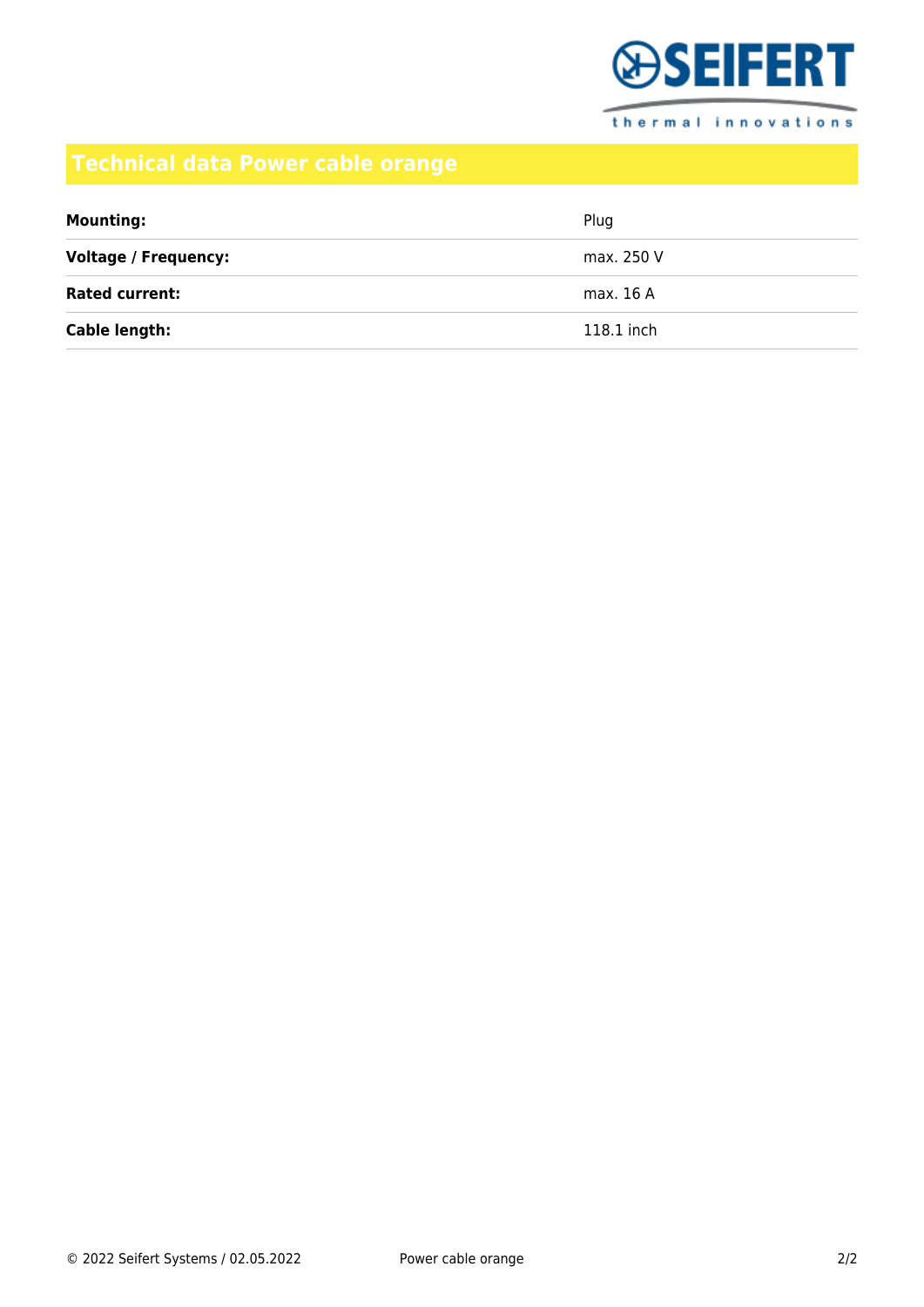# Technical data Power cable orange

| | |
|---|---|
| **Mounting:** | Plug |
| **Voltage / Frequency:** | max. 250 V |
| **Rated current:** | max. 16 A |
| **Cable length:** | 118.1 inch |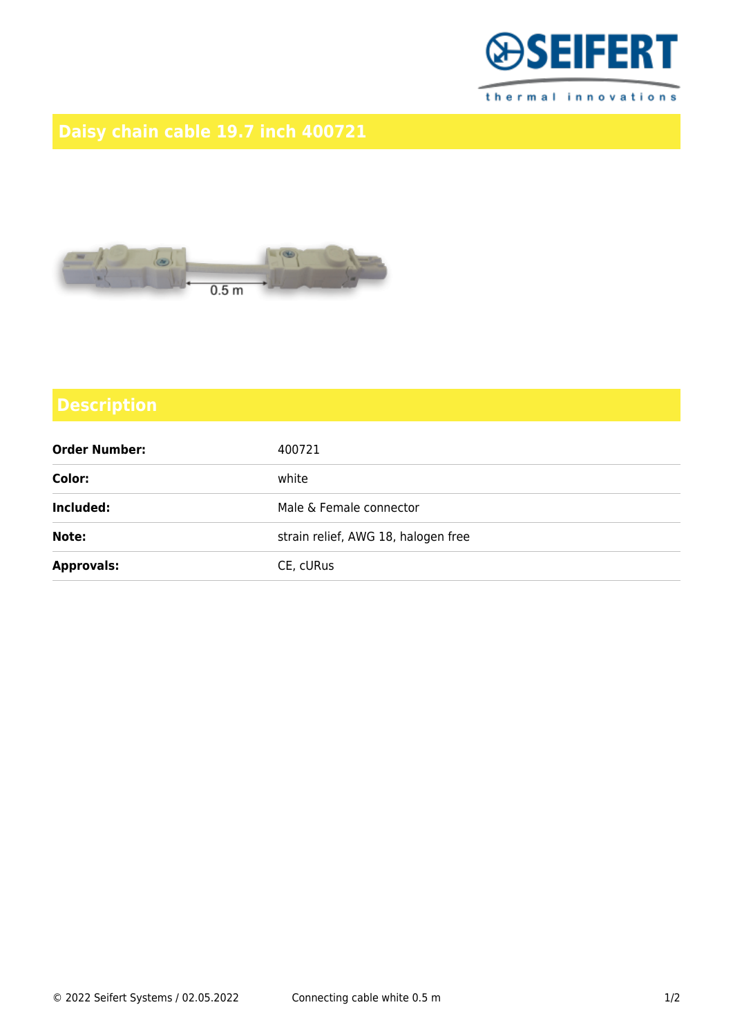# Daisy chain cable 19.7 inch 400721

## Description

| | |
|---|---|
| **Order Number:** | 400721 |
| **Color:** | white |
| **Included:** | Male & Female connector |
| **Note:** | strain relief, AWG 18, halogen free |
| **Approvals:** | CE, cURus |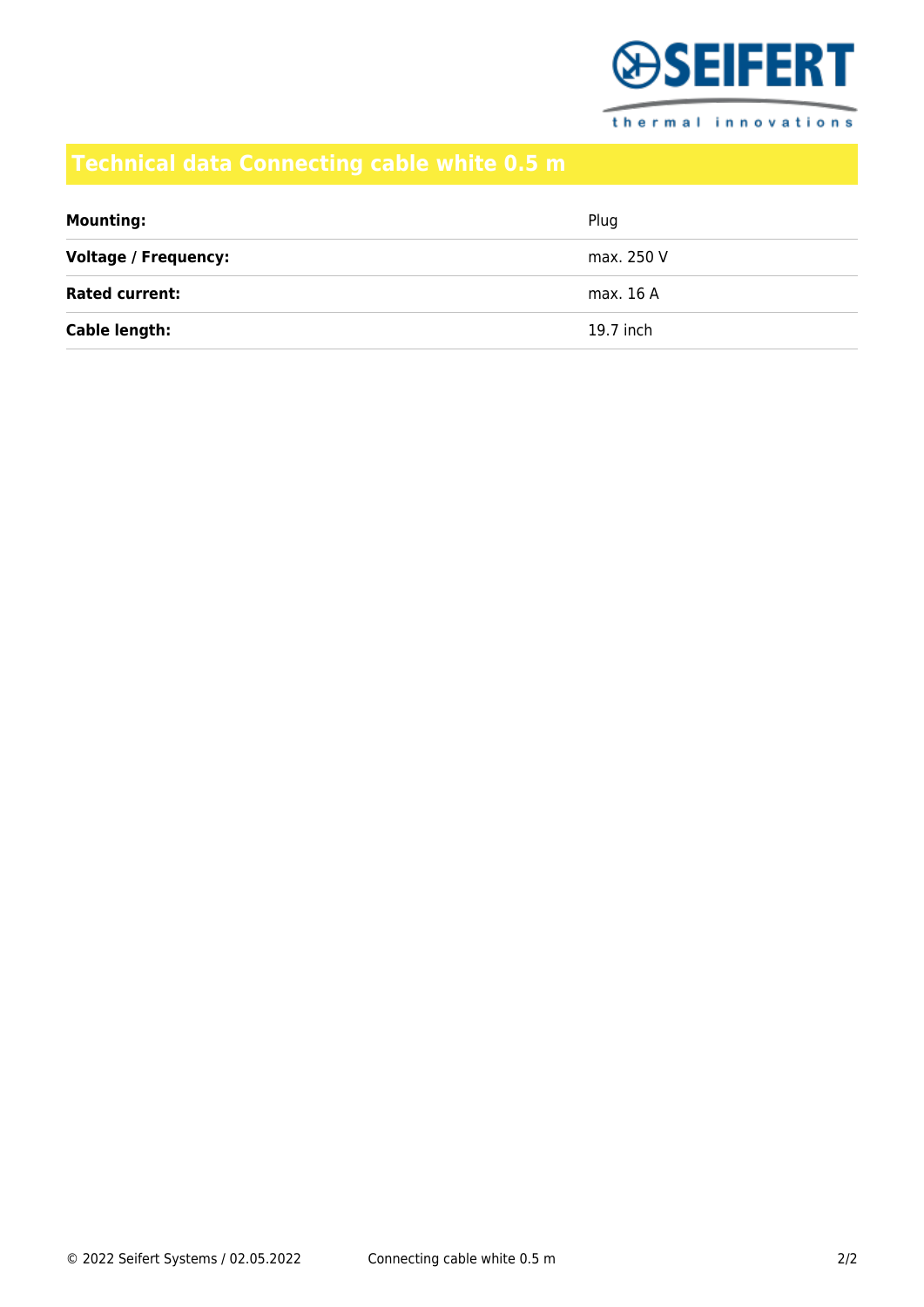## Technical data Connecting cable white 0.5 m

| | |
|---|---|
| **Mounting:** | Plug |
| **Voltage / Frequency:** | max. 250 V |
| **Rated current:** | max. 16 A |
| **Cable length:** | 19.7 inch |